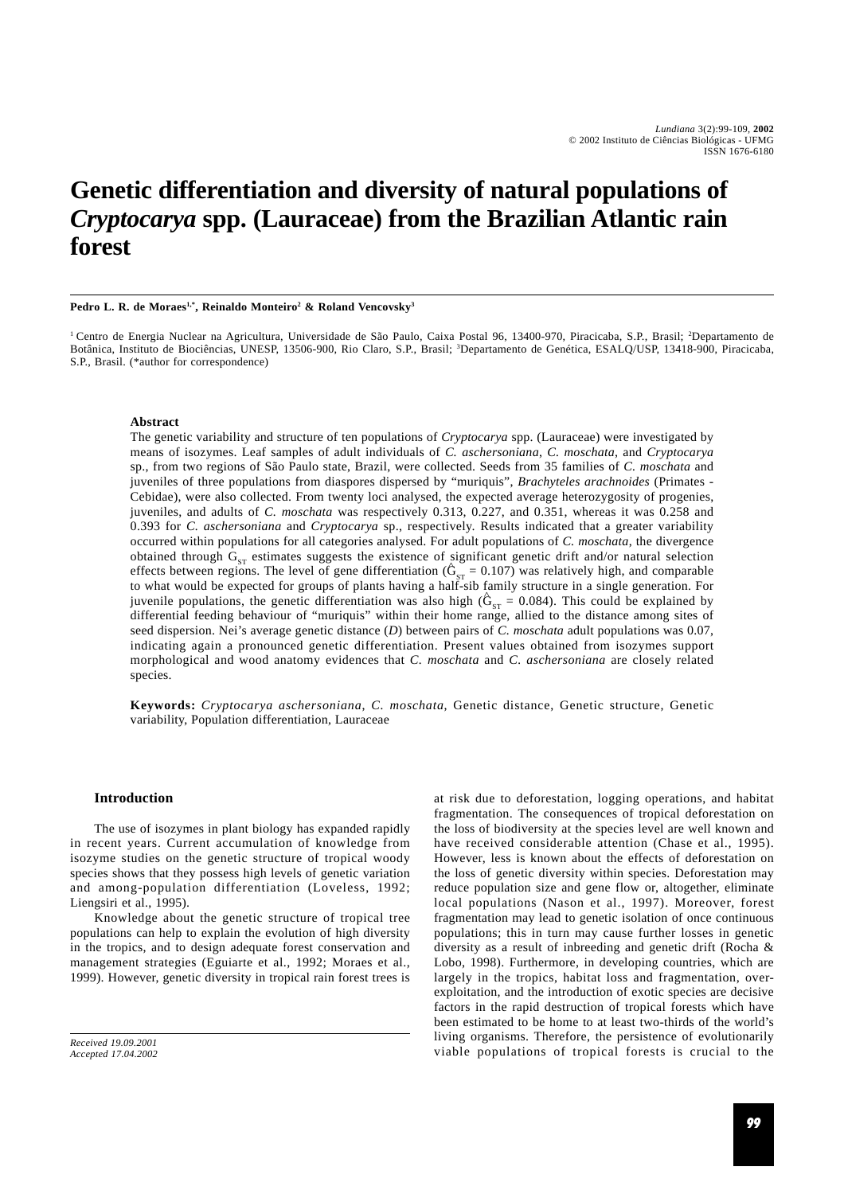# Genetic differentiation and diversity of natural populations of *Cryptocarya* spp. (Lauraceae) from the Brazilian Atlantic rain forest

**Pedro L. R. de Moraes[1,*], Reinaldo Monteiro[2] & Roland Vencovsky[3]**

[1] Centro de Energia Nuclear na Agricultura, Universidade de São Paulo, Caixa Postal 96, 13400-970, Piracicaba, S.P., Brasil; [2]Departamento de Botânica, Instituto de Biociências, UNESP, 13506-900, Rio Claro, S.P., Brasil; [3]Departamento de Genética, ESALQ/USP, 13418-900, Piracicaba, S.P., Brasil. (*author for correspondence)

### Abstract

The genetic variability and structure of ten populations of *Cryptocarya* spp. (Lauraceae) were investigated by means of isozymes. Leaf samples of adult individuals of *C. aschersoniana*, *C. moschata*, and *Cryptocarya* sp., from two regions of São Paulo state, Brazil, were collected. Seeds from 35 families of *C. moschata* and juveniles of three populations from diaspores dispersed by "muriquis", *Brachyteles arachnoides* (Primates - Cebidae), were also collected. From twenty loci analysed, the expected average heterozygosity of progenies, juveniles, and adults of *C. moschata* was respectively 0.313, 0.227, and 0.351, whereas it was 0.258 and 0.393 for *C. aschersoniana* and *Cryptocarya* sp., respectively. Results indicated that a greater variability occurred within populations for all categories analysed. For adult populations of *C. moschata*, the divergence obtained through $G_{ST}$ estimates suggests the existence of significant genetic drift and/or natural selection effects between regions. The level of gene differentiation ($\hat{G}_{ST} = 0.107$) was relatively high, and comparable to what would be expected for groups of plants having a half-sib family structure in a single generation. For juvenile populations, the genetic differentiation was also high ($\hat{G}_{ST} = 0.084$). This could be explained by differential feeding behaviour of "muriquis" within their home range, allied to the distance among sites of seed dispersion. Nei's average genetic distance (*D*) between pairs of *C. moschata* adult populations was 0.07, indicating again a pronounced genetic differentiation. Present values obtained from isozymes support morphological and wood anatomy evidences that *C. moschata* and *C. aschersoniana* are closely related species.

**Keywords:** *Cryptocarya aschersoniana*, *C. moschata*, Genetic distance, Genetic structure, Genetic variability, Population differentiation, Lauraceae

## Introduction

The use of isozymes in plant biology has expanded rapidly in recent years. Current accumulation of knowledge from isozyme studies on the genetic structure of tropical woody species shows that they possess high levels of genetic variation and among-population differentiation (Loveless, 1992; Liengsiri et al., 1995).

Knowledge about the genetic structure of tropical tree populations can help to explain the evolution of high diversity in the tropics, and to design adequate forest conservation and management strategies (Eguiarte et al., 1992; Moraes et al., 1999). However, genetic diversity in tropical rain forest trees is at risk due to deforestation, logging operations, and habitat fragmentation. The consequences of tropical deforestation on the loss of biodiversity at the species level are well known and have received considerable attention (Chase et al., 1995). However, less is known about the effects of deforestation on the loss of genetic diversity within species. Deforestation may reduce population size and gene flow or, altogether, eliminate local populations (Nason et al., 1997). Moreover, forest fragmentation may lead to genetic isolation of once continuous populations; this in turn may cause further losses in genetic diversity as a result of inbreeding and genetic drift (Rocha & Lobo, 1998). Furthermore, in developing countries, which are largely in the tropics, habitat loss and fragmentation, over-exploitation, and the introduction of exotic species are decisive factors in the rapid destruction of tropical forests which have been estimated to be home to at least two-thirds of the world's living organisms. Therefore, the persistence of evolutionarily viable populations of tropical forests is crucial to the

*Received 19.09.2001*
*Accepted 17.04.2002*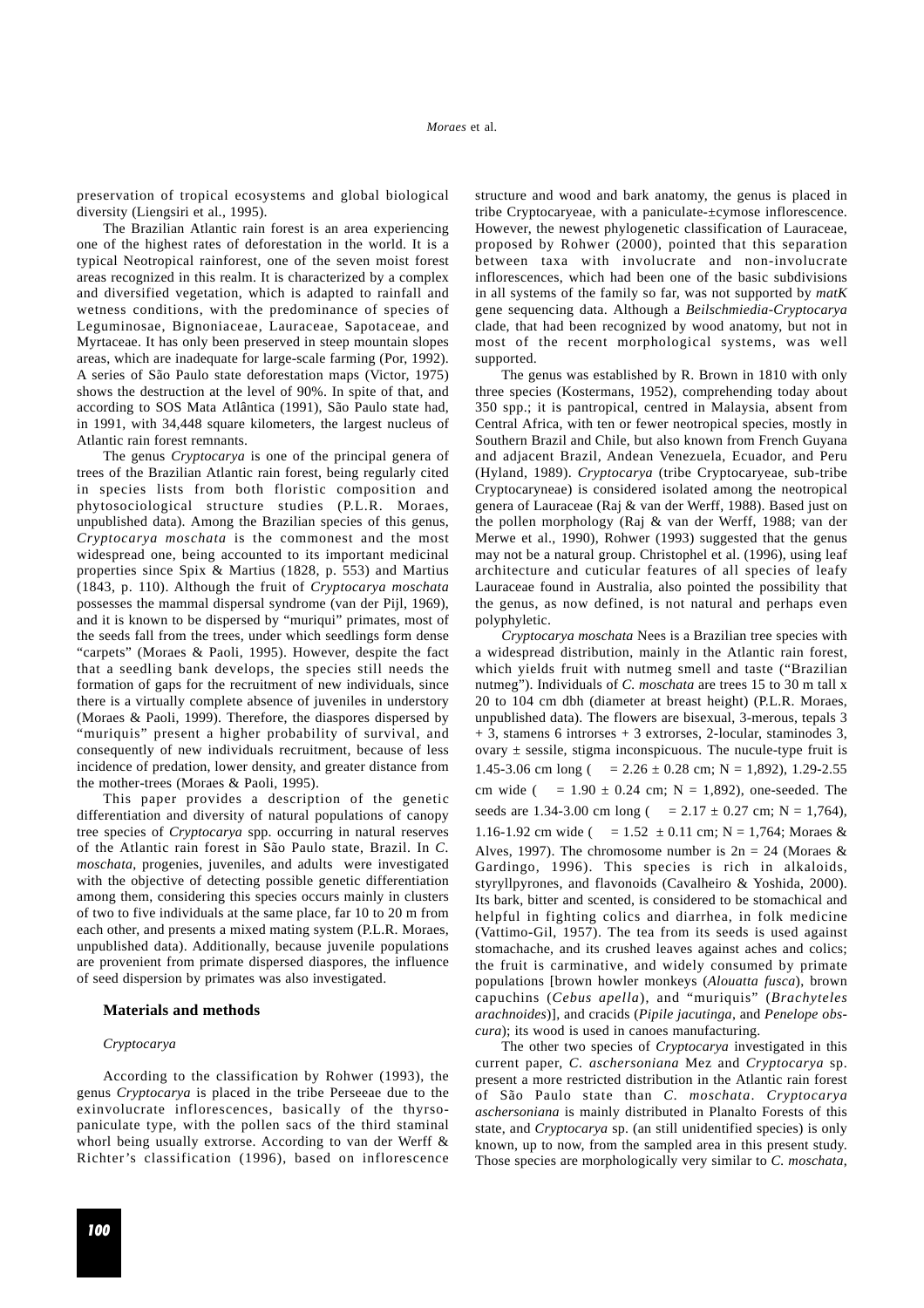preservation of tropical ecosystems and global biological diversity (Liengsiri et al., 1995).

The Brazilian Atlantic rain forest is an area experiencing one of the highest rates of deforestation in the world. It is a typical Neotropical rainforest, one of the seven moist forest areas recognized in this realm. It is characterized by a complex and diversified vegetation, which is adapted to rainfall and wetness conditions, with the predominance of species of Leguminosae, Bignoniaceae, Lauraceae, Sapotaceae, and Myrtaceae. It has only been preserved in steep mountain slopes areas, which are inadequate for large-scale farming (Por, 1992). A series of São Paulo state deforestation maps (Victor, 1975) shows the destruction at the level of 90%. In spite of that, and according to SOS Mata Atlântica (1991), São Paulo state had, in 1991, with 34,448 square kilometers, the largest nucleus of Atlantic rain forest remnants.

The genus *Cryptocarya* is one of the principal genera of trees of the Brazilian Atlantic rain forest, being regularly cited in species lists from both floristic composition and phytosociological structure studies (P.L.R. Moraes, unpublished data). Among the Brazilian species of this genus, *Cryptocarya moschata* is the commonest and the most widespread one, being accounted to its important medicinal properties since Spix & Martius (1828, p. 553) and Martius (1843, p. 110). Although the fruit of *Cryptocarya moschata* possesses the mammal dispersal syndrome (van der Pijl, 1969), and it is known to be dispersed by "muriqui" primates, most of the seeds fall from the trees, under which seedlings form dense "carpets" (Moraes & Paoli, 1995). However, despite the fact that a seedling bank develops, the species still needs the formation of gaps for the recruitment of new individuals, since there is a virtually complete absence of juveniles in understory (Moraes & Paoli, 1999). Therefore, the diaspores dispersed by "muriquis" present a higher probability of survival, and consequently of new individuals recruitment, because of less incidence of predation, lower density, and greater distance from the mother-trees (Moraes & Paoli, 1995).

This paper provides a description of the genetic differentiation and diversity of natural populations of canopy tree species of *Cryptocarya* spp. occurring in natural reserves of the Atlantic rain forest in São Paulo state, Brazil. In *C. moschata*, progenies, juveniles, and adults were investigated with the objective of detecting possible genetic differentiation among them, considering this species occurs mainly in clusters of two to five individuals at the same place, far 10 to 20 m from each other, and presents a mixed mating system (P.L.R. Moraes, unpublished data). Additionally, because juvenile populations are provenient from primate dispersed diaspores, the influence of seed dispersion by primates was also investigated.

## Materials and methods

### *Cryptocarya*

According to the classification by Rohwer (1993), the genus *Cryptocarya* is placed in the tribe Perseeae due to the exinvolucrate inflorescences, basically of the thyrso-paniculate type, with the pollen sacs of the third staminal whorl being usually extrorse. According to van der Werff & Richter's classification (1996), based on inflorescence structure and wood and bark anatomy, the genus is placed in tribe Cryptocaryeae, with a paniculate-±cymose inflorescence. However, the newest phylogenetic classification of Lauraceae, proposed by Rohwer (2000), pointed that this separation between taxa with involucrate and non-involucrate inflorescences, which had been one of the basic subdivisions in all systems of the family so far, was not supported by *matK* gene sequencing data. Although a *Beilschmiedia-Cryptocarya* clade, that had been recognized by wood anatomy, but not in most of the recent morphological systems, was well supported.

The genus was established by R. Brown in 1810 with only three species (Kostermans, 1952), comprehending today about 350 spp.; it is pantropical, centred in Malaysia, absent from Central Africa, with ten or fewer neotropical species, mostly in Southern Brazil and Chile, but also known from French Guyana and adjacent Brazil, Andean Venezuela, Ecuador, and Peru (Hyland, 1989). *Cryptocarya* (tribe Cryptocaryeae, sub-tribe Cryptocaryneae) is considered isolated among the neotropical genera of Lauraceae (Raj & van der Werff, 1988). Based just on the pollen morphology (Raj & van der Werff, 1988; van der Merwe et al., 1990), Rohwer (1993) suggested that the genus may not be a natural group. Christophel et al. (1996), using leaf architecture and cuticular features of all species of leafy Lauraceae found in Australia, also pointed the possibility that the genus, as now defined, is not natural and perhaps even polyphyletic.

*Cryptocarya moschata* Nees is a Brazilian tree species with a widespread distribution, mainly in the Atlantic rain forest, which yields fruit with nutmeg smell and taste ("Brazilian nutmeg"). Individuals of *C. moschata* are trees 15 to 30 m tall x 20 to 104 cm dbh (diameter at breast height) (P.L.R. Moraes, unpublished data). The flowers are bisexual, 3-merous, tepals 3 + 3, stamens 6 introrses + 3 extrorses, 2-locular, staminodes 3, ovary ± sessile, stigma inconspicuous. The nucule-type fruit is 1.45-3.06 cm long ($\bar{x}$ = 2.26 ± 0.28 cm; N = 1,892), 1.29-2.55 cm wide ($\bar{x}$ = 1.90 ± 0.24 cm; N = 1,892), one-seeded. The seeds are 1.34-3.00 cm long ($\bar{x}$ = 2.17 ± 0.27 cm; N = 1,764), 1.16-1.92 cm wide ($\bar{x}$ = 1.52 ± 0.11 cm; N = 1,764; Moraes & Alves, 1997). The chromosome number is 2n = 24 (Moraes & Gardingo, 1996). This species is rich in alkaloids, styryllpyrones, and flavonoids (Cavalheiro & Yoshida, 2000). Its bark, bitter and scented, is considered to be stomachical and helpful in fighting colics and diarrhea, in folk medicine (Vattimo-Gil, 1957). The tea from its seeds is used against stomachache, and its crushed leaves against aches and colics; the fruit is carminative, and widely consumed by primate populations [brown howler monkeys (*Alouatta fusca*), brown capuchins (*Cebus apella*), and "muriquis" (*Brachyteles arachnoides*)], and cracids (*Pipile jacutinga*, and *Penelope obscura*); its wood is used in canoes manufacturing.

The other two species of *Cryptocarya* investigated in this current paper, *C. aschersoniana* Mez and *Cryptocarya* sp. present a more restricted distribution in the Atlantic rain forest of São Paulo state than *C. moschata*. *Cryptocarya aschersoniana* is mainly distributed in Planalto Forests of this state, and *Cryptocarya* sp. (an still unidentified species) is only known, up to now, from the sampled area in this present study. Those species are morphologically very similar to *C. moschata*,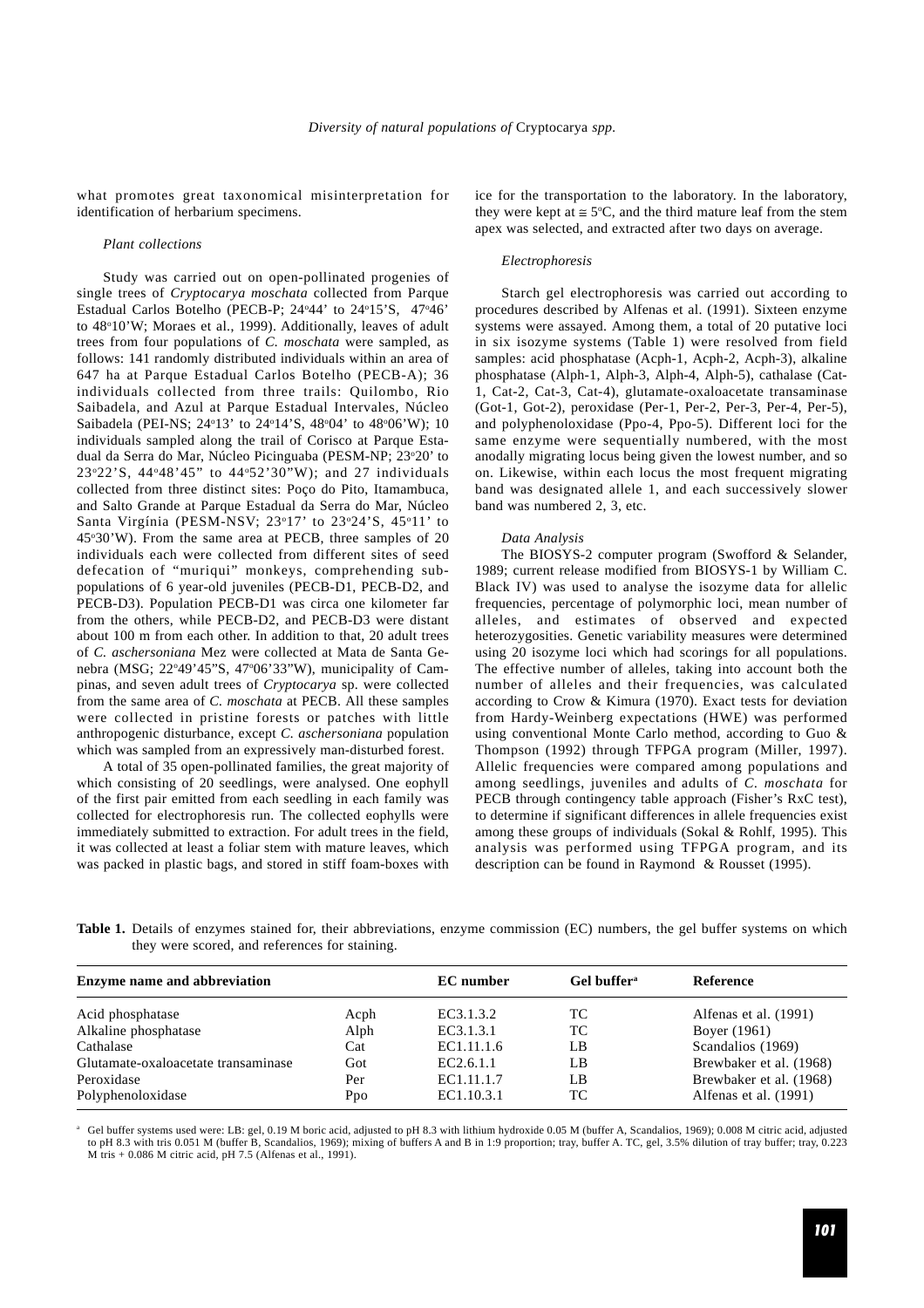what promotes great taxonomical misinterpretation for identification of herbarium specimens.

### *Plant collections*

Study was carried out on open-pollinated progenies of single trees of *Cryptocarya moschata* collected from Parque Estadual Carlos Botelho (PECB-P; 24°44' to 24°15'S, 47°46' to 48°10'W; Moraes et al., 1999). Additionally, leaves of adult trees from four populations of *C. moschata* were sampled, as follows: 141 randomly distributed individuals within an area of 647 ha at Parque Estadual Carlos Botelho (PECB-A); 36 individuals collected from three trails: Quilombo, Rio Saibadela, and Azul at Parque Estadual Intervales, Núcleo Saibadela (PEI-NS; 24°13' to 24°14'S, 48°04' to 48°06'W); 10 individuals sampled along the trail of Corisco at Parque Estadual da Serra do Mar, Núcleo Picinguaba (PESM-NP; 23°20' to 23°22'S, 44°48'45" to 44°52'30"W); and 27 individuals collected from three distinct sites: Poço do Pito, Itamambuca, and Salto Grande at Parque Estadual da Serra do Mar, Núcleo Santa Virgínia (PESM-NSV; 23°17' to 23°24'S, 45°11' to 45°30'W). From the same area at PECB, three samples of 20 individuals each were collected from different sites of seed defecation of "muriqui" monkeys, comprehending sub-populations of 6 year-old juveniles (PECB-D1, PECB-D2, and PECB-D3). Population PECB-D1 was circa one kilometer far from the others, while PECB-D2, and PECB-D3 were distant about 100 m from each other. In addition to that, 20 adult trees of *C. aschersoniana* Mez were collected at Mata de Santa Genebra (MSG; 22°49'45"S, 47°06'33"W), municipality of Campinas, and seven adult trees of *Cryptocarya* sp. were collected from the same area of *C. moschata* at PECB. All these samples were collected in pristine forests or patches with little anthropogenic disturbance, except *C. aschersoniana* population which was sampled from an expressively man-disturbed forest.

A total of 35 open-pollinated families, the great majority of which consisting of 20 seedlings, were analysed. One eophyll of the first pair emitted from each seedling in each family was collected for electrophoresis run. The collected eophylls were immediately submitted to extraction. For adult trees in the field, it was collected at least a foliar stem with mature leaves, which was packed in plastic bags, and stored in stiff foam-boxes with ice for the transportation to the laboratory. In the laboratory, they were kept at ≅ 5°C, and the third mature leaf from the stem apex was selected, and extracted after two days on average.

### *Electrophoresis*

Starch gel electrophoresis was carried out according to procedures described by Alfenas et al. (1991). Sixteen enzyme systems were assayed. Among them, a total of 20 putative loci in six isozyme systems (Table 1) were resolved from field samples: acid phosphatase (Acph-1, Acph-2, Acph-3), alkaline phosphatase (Alph-1, Alph-3, Alph-4, Alph-5), cathalase (Cat-1, Cat-2, Cat-3, Cat-4), glutamate-oxaloacetate transaminase (Got-1, Got-2), peroxidase (Per-1, Per-2, Per-3, Per-4, Per-5), and polyphenoloxidase (Ppo-4, Ppo-5). Different loci for the same enzyme were sequentially numbered, with the most anodally migrating locus being given the lowest number, and so on. Likewise, within each locus the most frequent migrating band was designated allele 1, and each successively slower band was numbered 2, 3, etc.

### *Data Analysis*

The BIOSYS-2 computer program (Swofford & Selander, 1989; current release modified from BIOSYS-1 by William C. Black IV) was used to analyse the isozyme data for allelic frequencies, percentage of polymorphic loci, mean number of alleles, and estimates of observed and expected heterozygosities. Genetic variability measures were determined using 20 isozyme loci which had scorings for all populations. The effective number of alleles, taking into account both the number of alleles and their frequencies, was calculated according to Crow & Kimura (1970). Exact tests for deviation from Hardy-Weinberg expectations (HWE) was performed using conventional Monte Carlo method, according to Guo & Thompson (1992) through TFPGA program (Miller, 1997). Allelic frequencies were compared among populations and among seedlings, juveniles and adults of *C. moschata* for PECB through contingency table approach (Fisher's RxC test), to determine if significant differences in allele frequencies exist among these groups of individuals (Sokal & Rohlf, 1995). This analysis was performed using TFPGA program, and its description can be found in Raymond & Rousset (1995).

**Table 1.** Details of enzymes stained for, their abbreviations, enzyme commission (EC) numbers, the gel buffer systems on which they were scored, and references for staining.

| Enzyme name and abbreviation | | EC number | Gel buffer[a] | Reference |
|---|---|---|---|---|
| Acid phosphatase | Acph | EC3.1.3.2 | TC | Alfenas et al. (1991) |
| Alkaline phosphatase | Alph | EC3.1.3.1 | TC | Boyer (1961) |
| Cathalase | Cat | EC1.11.1.6 | LB | Scandalios (1969) |
| Glutamate-oxaloacetate transaminase | Got | EC2.6.1.1 | LB | Brewbaker et al. (1968) |
| Peroxidase | Per | EC1.11.1.7 | LB | Brewbaker et al. (1968) |
| Polyphenoloxidase | Ppo | EC1.10.3.1 | TC | Alfenas et al. (1991) |

[a] Gel buffer systems used were: LB: gel, 0.19 M boric acid, adjusted to pH 8.3 with lithium hydroxide 0.05 M (buffer A, Scandalios, 1969); 0.008 M citric acid, adjusted to pH 8.3 with tris 0.051 M (buffer B, Scandalios, 1969); mixing of buffers A and B in 1:9 proportion; tray, buffer A. TC, gel, 3.5% dilution of tray buffer; tray, 0.223 M tris + 0.086 M citric acid, pH 7.5 (Alfenas et al., 1991).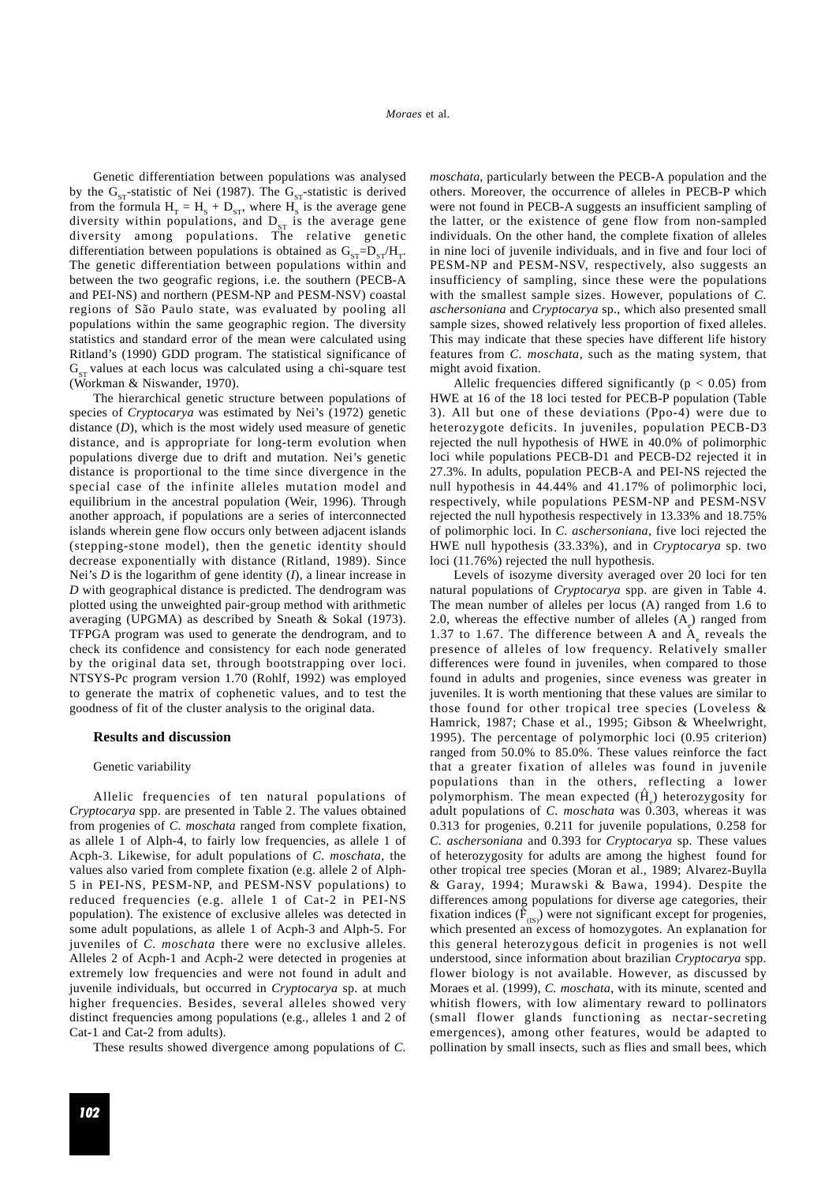Genetic differentiation between populations was analysed by the $G_{ST}$-statistic of Nei (1987). The $G_{ST}$-statistic is derived from the formula $H_T = H_S + D_{ST}$, where $H_S$ is the average gene diversity within populations, and $D_{ST}$ is the average gene diversity among populations. The relative genetic differentiation between populations is obtained as $G_{ST}=D_{ST}/H_T$. The genetic differentiation between populations within and between the two geografic regions, i.e. the southern (PECB-A and PEI-NS) and northern (PESM-NP and PESM-NSV) coastal regions of São Paulo state, was evaluated by pooling all populations within the same geographic region. The diversity statistics and standard error of the mean were calculated using Ritland's (1990) GDD program. The statistical significance of $G_{ST}$ values at each locus was calculated using a chi-square test (Workman & Niswander, 1970).

The hierarchical genetic structure between populations of species of *Cryptocarya* was estimated by Nei's (1972) genetic distance (*D*), which is the most widely used measure of genetic distance, and is appropriate for long-term evolution when populations diverge due to drift and mutation. Nei's genetic distance is proportional to the time since divergence in the special case of the infinite alleles mutation model and equilibrium in the ancestral population (Weir, 1996). Through another approach, if populations are a series of interconnected islands wherein gene flow occurs only between adjacent islands (stepping-stone model), then the genetic identity should decrease exponentially with distance (Ritland, 1989). Since Nei's *D* is the logarithm of gene identity (*I*), a linear increase in *D* with geographical distance is predicted. The dendrogram was plotted using the unweighted pair-group method with arithmetic averaging (UPGMA) as described by Sneath & Sokal (1973). TFPGA program was used to generate the dendrogram, and to check its confidence and consistency for each node generated by the original data set, through bootstrapping over loci. NTSYS-Pc program version 1.70 (Rohlf, 1992) was employed to generate the matrix of cophenetic values, and to test the goodness of fit of the cluster analysis to the original data.

## Results and discussion

### Genetic variability

Allelic frequencies of ten natural populations of *Cryptocarya* spp. are presented in Table 2. The values obtained from progenies of *C. moschata* ranged from complete fixation, as allele 1 of Alph-4, to fairly low frequencies, as allele 1 of Acph-3. Likewise, for adult populations of *C. moschata*, the values also varied from complete fixation (e.g. allele 2 of Alph-5 in PEI-NS, PESM-NP, and PESM-NSV populations) to reduced frequencies (e.g. allele 1 of Cat-2 in PEI-NS population). The existence of exclusive alleles was detected in some adult populations, as allele 1 of Acph-3 and Alph-5. For juveniles of *C. moschata* there were no exclusive alleles. Alleles 2 of Acph-1 and Acph-2 were detected in progenies at extremely low frequencies and were not found in adult and juvenile individuals, but occurred in *Cryptocarya* sp. at much higher frequencies. Besides, several alleles showed very distinct frequencies among populations (e.g., alleles 1 and 2 of Cat-1 and Cat-2 from adults).

These results showed divergence among populations of *C. moschata*, particularly between the PECB-A population and the others. Moreover, the occurrence of alleles in PECB-P which were not found in PECB-A suggests an insufficient sampling of the latter, or the existence of gene flow from non-sampled individuals. On the other hand, the complete fixation of alleles in nine loci of juvenile individuals, and in five and four loci of PESM-NP and PESM-NSV, respectively, also suggests an insufficiency of sampling, since these were the populations with the smallest sample sizes. However, populations of *C. aschersoniana* and *Cryptocarya* sp., which also presented small sample sizes, showed relatively less proportion of fixed alleles. This may indicate that these species have different life history features from *C. moschata*, such as the mating system, that might avoid fixation.

Allelic frequencies differed significantly ($p < 0.05$) from HWE at 16 of the 18 loci tested for PECB-P population (Table 3). All but one of these deviations (Ppo-4) were due to heterozygote deficits. In juveniles, population PECB-D3 rejected the null hypothesis of HWE in 40.0% of polimorphic loci while populations PECB-D1 and PECB-D2 rejected it in 27.3%. In adults, population PECB-A and PEI-NS rejected the null hypothesis in 44.44% and 41.17% of polimorphic loci, respectively, while populations PESM-NP and PESM-NSV rejected the null hypothesis respectively in 13.33% and 18.75% of polimorphic loci. In *C. aschersoniana*, five loci rejected the HWE null hypothesis (33.33%), and in *Cryptocarya* sp. two loci (11.76%) rejected the null hypothesis.

Levels of isozyme diversity averaged over 20 loci for ten natural populations of *Cryptocarya* spp. are given in Table 4. The mean number of alleles per locus (A) ranged from 1.6 to 2.0, whereas the effective number of alleles ($A_e$) ranged from 1.37 to 1.67. The difference between A and $A_e$ reveals the presence of alleles of low frequency. Relatively smaller differences were found in juveniles, when compared to those found in adults and progenies, since eveness was greater in juveniles. It is worth mentioning that these values are similar to those found for other tropical tree species (Loveless & Hamrick, 1987; Chase et al., 1995; Gibson & Wheelwright, 1995). The percentage of polymorphic loci (0.95 criterion) ranged from 50.0% to 85.0%. These values reinforce the fact that a greater fixation of alleles was found in juvenile populations than in the others, reflecting a lower polymorphism. The mean expected ($\hat{H}_e$) heterozygosity for adult populations of *C. moschata* was 0.303, whereas it was 0.313 for progenies, 0.211 for juvenile populations, 0.258 for *C. aschersoniana* and 0.393 for *Cryptocarya* sp. These values of heterozygosity for adults are among the highest found for other tropical tree species (Moran et al., 1989; Alvarez-Buylla & Garay, 1994; Murawski & Bawa, 1994). Despite the differences among populations for diverse age categories, their fixation indices ($\hat{F}_{(IS)}$) were not significant except for progenies, which presented an excess of homozygotes. An explanation for this general heterozygous deficit in progenies is not well understood, since information about brazilian *Cryptocarya* spp. flower biology is not available. However, as discussed by Moraes et al. (1999), *C. moschata*, with its minute, scented and whitish flowers, with low alimentary reward to pollinators (small flower glands functioning as nectar-secreting emergences), among other features, would be adapted to pollination by small insects, such as flies and small bees, which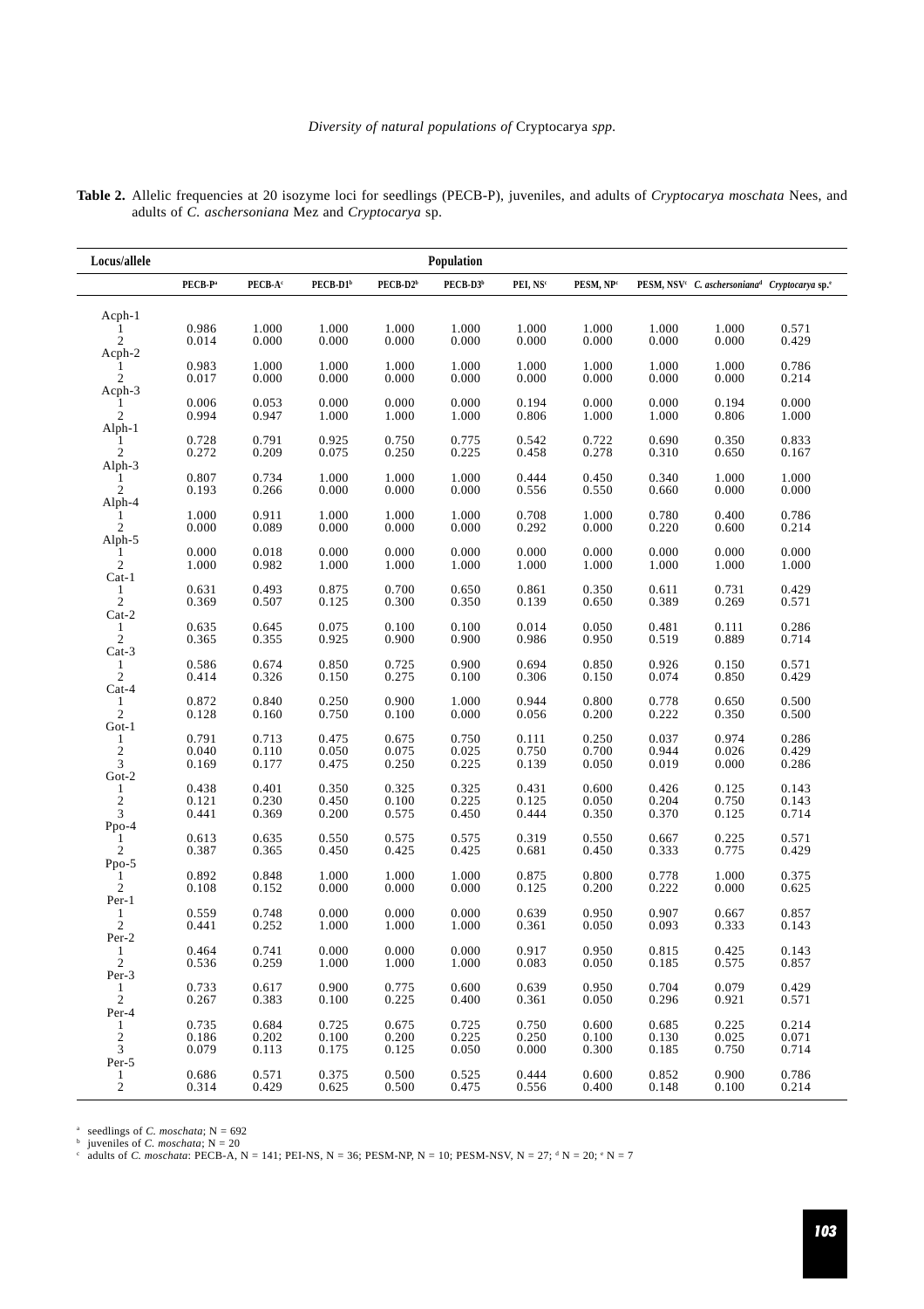**Table 2.** Allelic frequencies at 20 isozyme loci for seedlings (PECB-P), juveniles, and adults of *Cryptocarya moschata* Nees, and adults of *C. aschersoniana* Mez and *Cryptocarya* sp.

| Locus/allele | Population | | | | | | | | | |
|---|---|---|---|---|---|---|---|---|---|---|
| | PECB-P[a] | PECB-A[c] | PECB-D1[b] | PECB-D2[b] | PECB-D3[b] | PEI, NS[c] | PESM, NP[c] | PESM, NSV[c] | *C. aschersoniana*[d] | *Cryptocarya* sp.[e] |
| Acph-1 | | | | | | | | | | |
| 1 | 0.986 | 1.000 | 1.000 | 1.000 | 1.000 | 1.000 | 1.000 | 1.000 | 1.000 | 0.571 |
| 2 | 0.014 | 0.000 | 0.000 | 0.000 | 0.000 | 0.000 | 0.000 | 0.000 | 0.000 | 0.429 |
| Acph-2 | | | | | | | | | | |
| 1 | 0.983 | 1.000 | 1.000 | 1.000 | 1.000 | 1.000 | 1.000 | 1.000 | 1.000 | 0.786 |
| 2 | 0.017 | 0.000 | 0.000 | 0.000 | 0.000 | 0.000 | 0.000 | 0.000 | 0.000 | 0.214 |
| Acph-3 | | | | | | | | | | |
| 1 | 0.006 | 0.053 | 0.000 | 0.000 | 0.000 | 0.194 | 0.000 | 0.000 | 0.194 | 0.000 |
| 2 | 0.994 | 0.947 | 1.000 | 1.000 | 1.000 | 0.806 | 1.000 | 1.000 | 0.806 | 1.000 |
| Alph-1 | | | | | | | | | | |
| 1 | 0.728 | 0.791 | 0.925 | 0.750 | 0.775 | 0.542 | 0.722 | 0.690 | 0.350 | 0.833 |
| 2 | 0.272 | 0.209 | 0.075 | 0.250 | 0.225 | 0.458 | 0.278 | 0.310 | 0.650 | 0.167 |
| Alph-3 | | | | | | | | | | |
| 1 | 0.807 | 0.734 | 1.000 | 1.000 | 1.000 | 0.444 | 0.450 | 0.340 | 1.000 | 1.000 |
| 2 | 0.193 | 0.266 | 0.000 | 0.000 | 0.000 | 0.556 | 0.550 | 0.660 | 0.000 | 0.000 |
| Alph-4 | | | | | | | | | | |
| 1 | 1.000 | 0.911 | 1.000 | 1.000 | 1.000 | 0.708 | 1.000 | 0.780 | 0.400 | 0.786 |
| 2 | 0.000 | 0.089 | 0.000 | 0.000 | 0.000 | 0.292 | 0.000 | 0.220 | 0.600 | 0.214 |
| Alph-5 | | | | | | | | | | |
| 1 | 0.000 | 0.018 | 0.000 | 0.000 | 0.000 | 0.000 | 0.000 | 0.000 | 0.000 | 0.000 |
| 2 | 1.000 | 0.982 | 1.000 | 1.000 | 1.000 | 1.000 | 1.000 | 1.000 | 1.000 | 1.000 |
| Cat-1 | | | | | | | | | | |
| 1 | 0.631 | 0.493 | 0.875 | 0.700 | 0.650 | 0.861 | 0.350 | 0.611 | 0.731 | 0.429 |
| 2 | 0.369 | 0.507 | 0.125 | 0.300 | 0.350 | 0.139 | 0.650 | 0.389 | 0.269 | 0.571 |
| Cat-2 | | | | | | | | | | |
| 1 | 0.635 | 0.645 | 0.075 | 0.100 | 0.100 | 0.014 | 0.050 | 0.481 | 0.111 | 0.286 |
| 2 | 0.365 | 0.355 | 0.925 | 0.900 | 0.900 | 0.986 | 0.950 | 0.519 | 0.889 | 0.714 |
| Cat-3 | | | | | | | | | | |
| 1 | 0.586 | 0.674 | 0.850 | 0.725 | 0.900 | 0.694 | 0.850 | 0.926 | 0.150 | 0.571 |
| 2 | 0.414 | 0.326 | 0.150 | 0.275 | 0.100 | 0.306 | 0.150 | 0.074 | 0.850 | 0.429 |
| Cat-4 | | | | | | | | | | |
| 1 | 0.872 | 0.840 | 0.250 | 0.900 | 1.000 | 0.944 | 0.800 | 0.778 | 0.650 | 0.500 |
| 2 | 0.128 | 0.160 | 0.750 | 0.100 | 0.000 | 0.056 | 0.200 | 0.222 | 0.350 | 0.500 |
| Got-1 | | | | | | | | | | |
| 1 | 0.791 | 0.713 | 0.475 | 0.675 | 0.750 | 0.111 | 0.250 | 0.037 | 0.974 | 0.286 |
| 2 | 0.040 | 0.110 | 0.050 | 0.075 | 0.025 | 0.750 | 0.700 | 0.944 | 0.026 | 0.429 |
| 3 | 0.169 | 0.177 | 0.475 | 0.250 | 0.225 | 0.139 | 0.050 | 0.019 | 0.000 | 0.286 |
| Got-2 | | | | | | | | | | |
| 1 | 0.438 | 0.401 | 0.350 | 0.325 | 0.325 | 0.431 | 0.600 | 0.426 | 0.125 | 0.143 |
| 2 | 0.121 | 0.230 | 0.450 | 0.100 | 0.225 | 0.125 | 0.050 | 0.204 | 0.750 | 0.143 |
| 3 | 0.441 | 0.369 | 0.200 | 0.575 | 0.450 | 0.444 | 0.350 | 0.370 | 0.125 | 0.714 |
| Ppo-4 | | | | | | | | | | |
| 1 | 0.613 | 0.635 | 0.550 | 0.575 | 0.575 | 0.319 | 0.550 | 0.667 | 0.225 | 0.571 |
| 2 | 0.387 | 0.365 | 0.450 | 0.425 | 0.425 | 0.681 | 0.450 | 0.333 | 0.775 | 0.429 |
| Ppo-5 | | | | | | | | | | |
| 1 | 0.892 | 0.848 | 1.000 | 1.000 | 1.000 | 0.875 | 0.800 | 0.778 | 1.000 | 0.375 |
| 2 | 0.108 | 0.152 | 0.000 | 0.000 | 0.000 | 0.125 | 0.200 | 0.222 | 0.000 | 0.625 |
| Per-1 | | | | | | | | | | |
| 1 | 0.559 | 0.748 | 0.000 | 0.000 | 0.000 | 0.639 | 0.950 | 0.907 | 0.667 | 0.857 |
| 2 | 0.441 | 0.252 | 1.000 | 1.000 | 1.000 | 0.361 | 0.050 | 0.093 | 0.333 | 0.143 |
| Per-2 | | | | | | | | | | |
| 1 | 0.464 | 0.741 | 0.000 | 0.000 | 0.000 | 0.917 | 0.950 | 0.815 | 0.425 | 0.143 |
| 2 | 0.536 | 0.259 | 1.000 | 1.000 | 1.000 | 0.083 | 0.050 | 0.185 | 0.575 | 0.857 |
| Per-3 | | | | | | | | | | |
| 1 | 0.733 | 0.617 | 0.900 | 0.775 | 0.600 | 0.639 | 0.950 | 0.704 | 0.079 | 0.429 |
| 2 | 0.267 | 0.383 | 0.100 | 0.225 | 0.400 | 0.361 | 0.050 | 0.296 | 0.921 | 0.571 |
| Per-4 | | | | | | | | | | |
| 1 | 0.735 | 0.684 | 0.725 | 0.675 | 0.725 | 0.750 | 0.600 | 0.685 | 0.225 | 0.214 |
| 2 | 0.186 | 0.202 | 0.100 | 0.200 | 0.225 | 0.250 | 0.100 | 0.130 | 0.025 | 0.071 |
| 3 | 0.079 | 0.113 | 0.175 | 0.125 | 0.050 | 0.000 | 0.300 | 0.185 | 0.750 | 0.714 |
| Per-5 | | | | | | | | | | |
| 1 | 0.686 | 0.571 | 0.375 | 0.500 | 0.525 | 0.444 | 0.600 | 0.852 | 0.900 | 0.786 |
| 2 | 0.314 | 0.429 | 0.625 | 0.500 | 0.475 | 0.556 | 0.400 | 0.148 | 0.100 | 0.214 |

[a] seedlings of *C. moschata*; N = 692
[b] juveniles of *C. moschata*; N = 20
[c] adults of *C. moschata*: PECB-A, N = 141; PEI-NS, N = 36; PESM-NP, N = 10; PESM-NSV, N = 27; [d] N = 20; [e] N = 7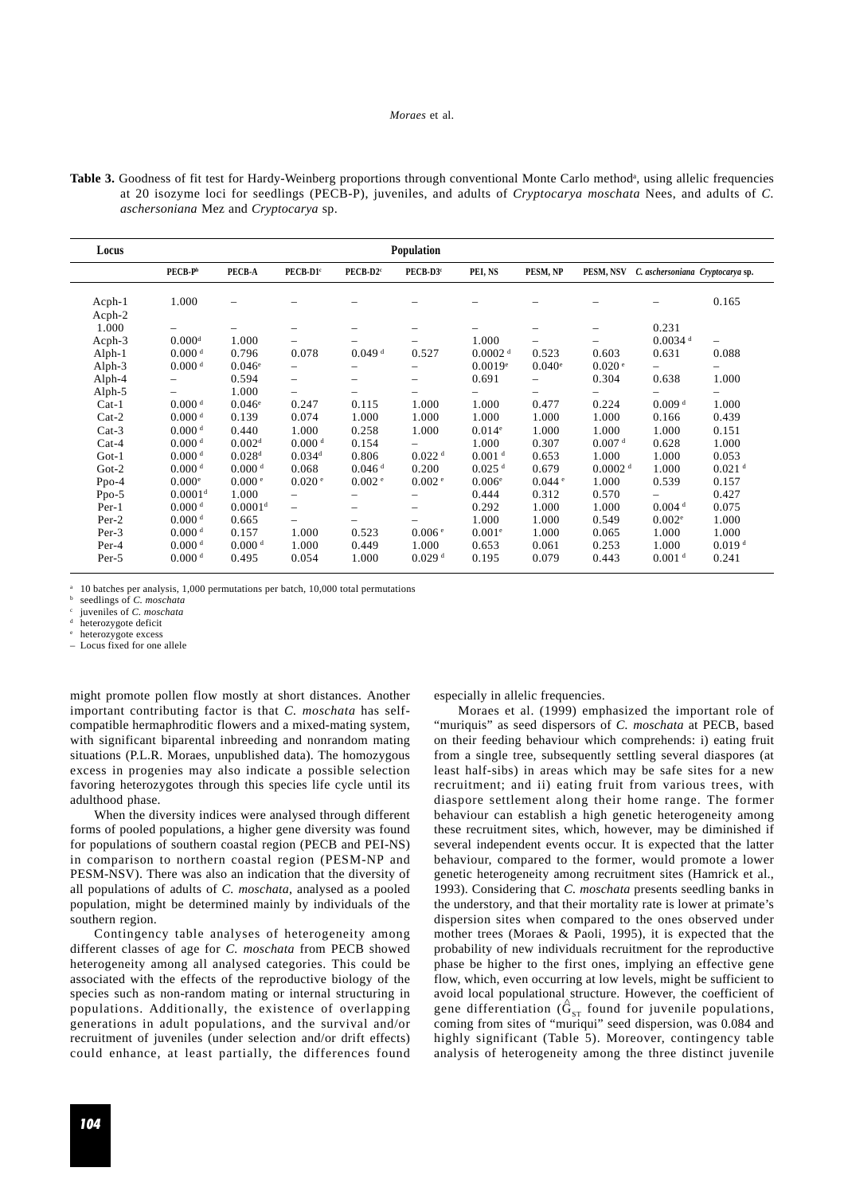**Table 3.** Goodness of fit test for Hardy-Weinberg proportions through conventional Monte Carlo method[a], using allelic frequencies at 20 isozyme loci for seedlings (PECB-P), juveniles, and adults of *Cryptocarya moschata* Nees, and adults of *C. aschersoniana* Mez and *Cryptocarya* sp.

| Locus | Population | | | | | | | | | |
|---|---|---|---|---|---|---|---|---|---|---|
| | PECB-P[b] | PECB-A | PECB-D1[c] | PECB-D2[c] | PECB-D3[c] | PEI, NS | PESM, NP | PESM, NSV | *C. aschersoniana* | *Cryptocarya* sp. |
| Acph-1 | 1.000 | – | – | – | – | – | – | – | – | 0.165 |
| Acph-2 | | | | | | | | | | |
| 1.000 | – | – | – | – | – | – | – | – | 0.231 | |
| Acph-3 | 0.000[d] | 1.000 | – | – | – | 1.000 | – | – | 0.0034[d] | – |
| Alph-1 | 0.000[d] | 0.796 | 0.078 | 0.049[d] | 0.527 | 0.0002[d] | 0.523 | 0.603 | 0.631 | 0.088 |
| Alph-3 | 0.000[d] | 0.046[e] | – | – | – | 0.0019[e] | 0.040[e] | 0.020[e] | – | – |
| Alph-4 | – | 0.594 | – | – | – | 0.691 | – | 0.304 | 0.638 | 1.000 |
| Alph-5 | – | 1.000 | – | – | – | – | – | – | – | – |
| Cat-1 | 0.000[d] | 0.046[e] | 0.247 | 0.115 | 1.000 | 1.000 | 0.477 | 0.224 | 0.009[d] | 1.000 |
| Cat-2 | 0.000[d] | 0.139 | 0.074 | 1.000 | 1.000 | 1.000 | 1.000 | 1.000 | 0.166 | 0.439 |
| Cat-3 | 0.000[d] | 0.440 | 1.000 | 0.258 | 1.000 | 0.014[e] | 1.000 | 1.000 | 1.000 | 0.151 |
| Cat-4 | 0.000[d] | 0.002[d] | 0.000[d] | 0.154 | – | 1.000 | 0.307 | 0.007[d] | 0.628 | 1.000 |
| Got-1 | 0.000[d] | 0.028[d] | 0.034[d] | 0.806 | 0.022[d] | 0.001[d] | 0.653 | 1.000 | 1.000 | 0.053 |
| Got-2 | 0.000[d] | 0.000[d] | 0.068 | 0.046[d] | 0.200 | 0.025[d] | 0.679 | 0.0002[d] | 1.000 | 0.021[d] |
| Ppo-4 | 0.000[e] | 0.000[e] | 0.020[e] | 0.002[e] | 0.002[e] | 0.006[e] | 0.044[e] | 1.000 | 0.539 | 0.157 |
| Ppo-5 | 0.0001[d] | 1.000 | – | – | – | 0.444 | 0.312 | 0.570 | – | 0.427 |
| Per-1 | 0.000[d] | 0.0001[d] | – | – | – | 0.292 | 1.000 | 1.000 | 0.004[d] | 0.075 |
| Per-2 | 0.000[d] | 0.665 | – | – | – | 1.000 | 1.000 | 0.549 | 0.002[e] | 1.000 |
| Per-3 | 0.000[d] | 0.157 | 1.000 | 0.523 | 0.006[e] | 0.001[e] | 1.000 | 0.065 | 1.000 | 1.000 |
| Per-4 | 0.000[d] | 0.000[d] | 1.000 | 0.449 | 1.000 | 0.653 | 0.061 | 0.253 | 1.000 | 0.019[d] |
| Per-5 | 0.000[d] | 0.495 | 0.054 | 1.000 | 0.029[d] | 0.195 | 0.079 | 0.443 | 0.001[d] | 0.241 |

[a] 10 batches per analysis, 1,000 permutations per batch, 10,000 total permutations
[b] seedlings of *C. moschata*
[c] juveniles of *C. moschata*
[d] heterozygote deficit
[e] heterozygote excess
– Locus fixed for one allele

might promote pollen flow mostly at short distances. Another important contributing factor is that *C. moschata* has self-compatible hermaphroditic flowers and a mixed-mating system, with significant biparental inbreeding and nonrandom mating situations (P.L.R. Moraes, unpublished data). The homozygous excess in progenies may also indicate a possible selection favoring heterozygotes through this species life cycle until its adulthood phase.

When the diversity indices were analysed through different forms of pooled populations, a higher gene diversity was found for populations of southern coastal region (PECB and PEI-NS) in comparison to northern coastal region (PESM-NP and PESM-NSV). There was also an indication that the diversity of all populations of adults of *C. moschata*, analysed as a pooled population, might be determined mainly by individuals of the southern region.

Contingency table analyses of heterogeneity among different classes of age for *C. moschata* from PECB showed heterogeneity among all analysed categories. This could be associated with the effects of the reproductive biology of the species such as non-random mating or internal structuring in populations. Additionally, the existence of overlapping generations in adult populations, and the survival and/or recruitment of juveniles (under selection and/or drift effects) could enhance, at least partially, the differences found especially in allelic frequencies.

Moraes et al. (1999) emphasized the important role of "muriquis" as seed dispersors of *C. moschata* at PECB, based on their feeding behaviour which comprehends: i) eating fruit from a single tree, subsequently settling several diaspores (at least half-sibs) in areas which may be safe sites for a new recruitment; and ii) eating fruit from various trees, with diaspore settlement along their home range. The former behaviour can establish a high genetic heterogeneity among these recruitment sites, which, however, may be diminished if several independent events occur. It is expected that the latter behaviour, compared to the former, would promote a lower genetic heterogeneity among recruitment sites (Hamrick et al., 1993). Considering that *C. moschata* presents seedling banks in the understory, and that their mortality rate is lower at primate's dispersion sites when compared to the ones observed under mother trees (Moraes & Paoli, 1995), it is expected that the probability of new individuals recruitment for the reproductive phase be higher to the first ones, implying an effective gene flow, which, even occurring at low levels, might be sufficient to avoid local populational structure. However, the coefficient of gene differentiation ($\hat{G}_{ST}$ found for juvenile populations, coming from sites of "muriqui" seed dispersion, was 0.084 and highly significant (Table 5). Moreover, contingency table analysis of heterogeneity among the three distinct juvenile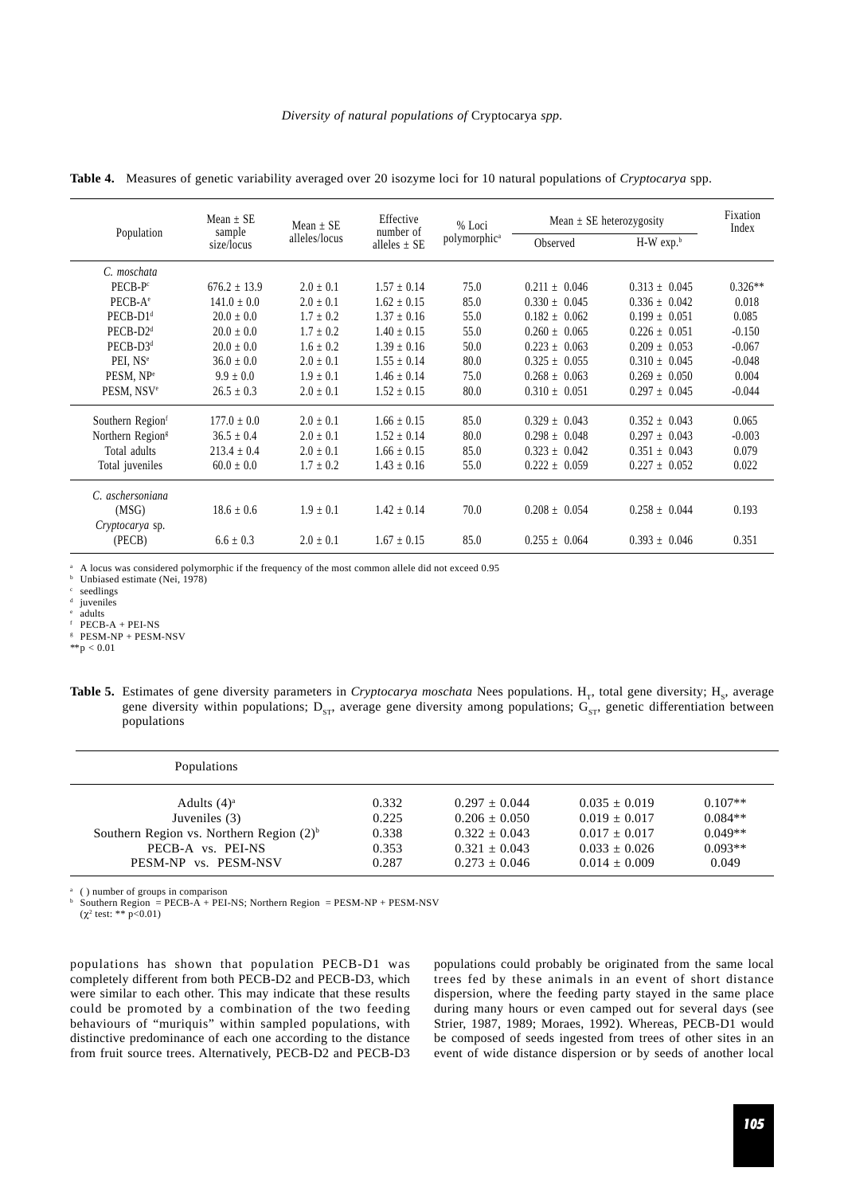**Table 4.** Measures of genetic variability averaged over 20 isozyme loci for 10 natural populations of *Cryptocarya* spp.

| Population | Mean ± SE sample size/locus | Mean ± SE alleles/locus | Effective number of alleles ± SE | % Loci polymorphic[a] | Mean ± SE heterozygosity | | Fixation Index |
|---|---|---|---|---|---|---|---|
| | | | | | Observed | H-W exp.[b] | |
| *C. moschata* | | | | | | | |
| PECB-P[c] | 676.2 ± 13.9 | 2.0 ± 0.1 | 1.57 ± 0.14 | 75.0 | 0.211 ± 0.046 | 0.313 ± 0.045 | 0.326** |
| PECB-A[e] | 141.0 ± 0.0 | 2.0 ± 0.1 | 1.62 ± 0.15 | 85.0 | 0.330 ± 0.045 | 0.336 ± 0.042 | 0.018 |
| PECB-D1[d] | 20.0 ± 0.0 | 1.7 ± 0.2 | 1.37 ± 0.16 | 55.0 | 0.182 ± 0.062 | 0.199 ± 0.051 | 0.085 |
| PECB-D2[d] | 20.0 ± 0.0 | 1.7 ± 0.2 | 1.40 ± 0.15 | 55.0 | 0.260 ± 0.065 | 0.226 ± 0.051 | -0.150 |
| PECB-D3[d] | 20.0 ± 0.0 | 1.6 ± 0.2 | 1.39 ± 0.16 | 50.0 | 0.223 ± 0.063 | 0.209 ± 0.053 | -0.067 |
| PEI, NS[e] | 36.0 ± 0.0 | 2.0 ± 0.1 | 1.55 ± 0.14 | 80.0 | 0.325 ± 0.055 | 0.310 ± 0.045 | -0.048 |
| PESM, NP[e] | 9.9 ± 0.0 | 1.9 ± 0.1 | 1.46 ± 0.14 | 75.0 | 0.268 ± 0.063 | 0.269 ± 0.050 | 0.004 |
| PESM, NSV[e] | 26.5 ± 0.3 | 2.0 ± 0.1 | 1.52 ± 0.15 | 80.0 | 0.310 ± 0.051 | 0.297 ± 0.045 | -0.044 |
| Southern Region[f] | 177.0 ± 0.0 | 2.0 ± 0.1 | 1.66 ± 0.15 | 85.0 | 0.329 ± 0.043 | 0.352 ± 0.043 | 0.065 |
| Northern Region[g] | 36.5 ± 0.4 | 2.0 ± 0.1 | 1.52 ± 0.14 | 80.0 | 0.298 ± 0.048 | 0.297 ± 0.043 | -0.003 |
| Total adults | 213.4 ± 0.4 | 2.0 ± 0.1 | 1.66 ± 0.15 | 85.0 | 0.323 ± 0.042 | 0.351 ± 0.043 | 0.079 |
| Total juveniles | 60.0 ± 0.0 | 1.7 ± 0.2 | 1.43 ± 0.16 | 55.0 | 0.222 ± 0.059 | 0.227 ± 0.052 | 0.022 |
| *C. aschersoniana* (MSG) | 18.6 ± 0.6 | 1.9 ± 0.1 | 1.42 ± 0.14 | 70.0 | 0.208 ± 0.054 | 0.258 ± 0.044 | 0.193 |
| *Cryptocarya* sp. (PECB) | 6.6 ± 0.3 | 2.0 ± 0.1 | 1.67 ± 0.15 | 85.0 | 0.255 ± 0.064 | 0.393 ± 0.046 | 0.351 |

[a] A locus was considered polymorphic if the frequency of the most common allele did not exceed 0.95
[b] Unbiased estimate (Nei, 1978)
[c] seedlings
[d] juveniles
[e] adults
[f] PECB-A + PEI-NS
[g] PESM-NP + PESM-NSV
**$p < 0.01$

**Table 5.** Estimates of gene diversity parameters in *Cryptocarya moschata* Nees populations. $H_T$, total gene diversity; $H_S$, average gene diversity within populations; $D_{ST}$, average gene diversity among populations; $G_{ST}$, genetic differentiation between populations

| Populations | $H_T$ | $H_S$ | $D_{ST}$ | $G_{ST}$ |
|---|---|---|---|---|
| Adults (4)[a] | 0.332 | 0.297 ± 0.044 | 0.035 ± 0.019 | 0.107** |
| Juveniles (3) | 0.225 | 0.206 ± 0.050 | 0.019 ± 0.017 | 0.084** |
| Southern Region vs. Northern Region (2)[b] | 0.338 | 0.322 ± 0.043 | 0.017 ± 0.017 | 0.049** |
| PECB-A vs. PEI-NS | 0.353 | 0.321 ± 0.043 | 0.033 ± 0.026 | 0.093** |
| PESM-NP vs. PESM-NSV | 0.287 | 0.273 ± 0.046 | 0.014 ± 0.009 | 0.049 |

[a] ( ) number of groups in comparison
[b] Southern Region = PECB-A + PEI-NS; Northern Region = PESM-NP + PESM-NSV
($\chi^2$ test: ** $p<0.01$)

populations has shown that population PECB-D1 was completely different from both PECB-D2 and PECB-D3, which were similar to each other. This may indicate that these results could be promoted by a combination of the two feeding behaviours of "muriquis" within sampled populations, with distinctive predominance of each one according to the distance from fruit source trees. Alternatively, PECB-D2 and PECB-D3 populations could probably be originated from the same local trees fed by these animals in an event of short distance dispersion, where the feeding party stayed in the same place during many hours or even camped out for several days (see Strier, 1987, 1989; Moraes, 1992). Whereas, PECB-D1 would be composed of seeds ingested from trees of other sites in an event of wide distance dispersion or by seeds of another local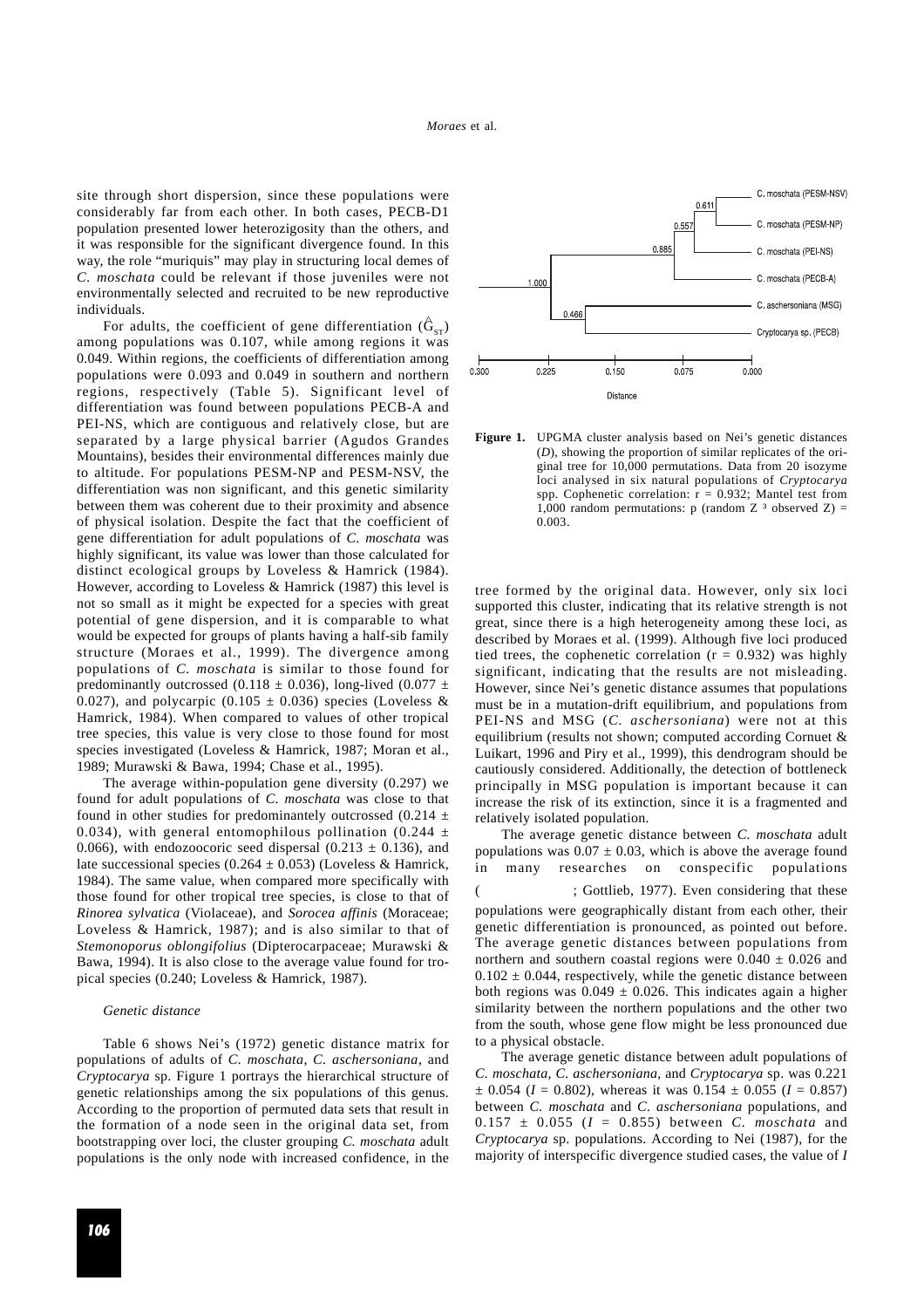site through short dispersion, since these populations were considerably far from each other. In both cases, PECB-D1 population presented lower heterozigosity than the others, and it was responsible for the significant divergence found. In this way, the role "muriquis" play in structuring local demes of *C. moschata* could be relevant if those juveniles were not environmentally selected and recruited to be new reproductive individuals.

For adults, the coefficient of gene differentiation ($\hat{G}_{ST}$) among populations was 0.107, while among regions it was 0.049. Within regions, the coefficients of differentiation among populations were 0.093 and 0.049 in southern and northern regions, respectively (Table 5). Significant level of differentiation was found between populations PECB-A and PEI-NS, which are contiguous and relatively close, but are separated by a large physical barrier (Agudos Grandes Mountains), besides their environmental differences mainly due to altitude. For populations PESM-NP and PESM-NSV, the differentiation was non significant, and this genetic similarity between them was coherent due to their proximity and absence of physical isolation. Despite the fact that the coefficient of gene differentiation for adult populations of *C. moschata* was highly significant, its value was lower than those calculated for distinct ecological groups by Loveless & Hamrick (1984). However, according to Loveless & Hamrick (1987) this level is not so small as it might be expected for a species with great potential of gene dispersion, and it is comparable to what would be expected for groups of plants having a half-sib family structure (Moraes et al., 1999). The divergence among populations of *C. moschata* is similar to those found for predominantly outcrossed (0.118 ± 0.036), long-lived (0.077 ± 0.027), and polycarpic (0.105 ± 0.036) species (Loveless & Hamrick, 1984). When compared to values of other tropical tree species, this value is very close to those found for most species investigated (Loveless & Hamrick, 1987; Moran et al., 1989; Murawski & Bawa, 1994; Chase et al., 1995).

The average within-population gene diversity (0.297) we found for adult populations of *C. moschata* was close to that found in other studies for predominantly outcrossed (0.214 ± 0.034), with general entomophilous pollination (0.244 ± 0.066), with endozoocoric seed dispersal (0.213 ± 0.136), and late successional species (0.264 ± 0.053) (Loveless & Hamrick, 1984). The same value, when compared more specifically with those found for other tropical tree species, is close to that of *Rinorea sylvatica* (Violaceae), and *Sorocea affinis* (Moraceae; Loveless & Hamrick, 1987); and is also similar to that of *Stemonoporus oblongifolius* (Dipterocarpaceae; Murawski & Bawa, 1994). It is also close to the average value found for tropical species (0.240; Loveless & Hamrick, 1987).

### *Genetic distance*

Table 6 shows Nei's (1972) genetic distance matrix for populations of adults of *C. moschata*, *C. aschersoniana*, and *Cryptocarya* sp. Figure 1 portrays the hierarchical structure of genetic relationships among the six populations of this genus. According to the proportion of permuted data sets that result in the formation of a node seen in the original data set, from bootstrapping over loci, the cluster grouping *C. moschata* adult populations is the only node with increased confidence, in the tree formed by the original data. However, only six loci supported this cluster, indicating that its relative strength is not great, since there is a high heterogeneity among these loci, as described by Moraes et al. (1999). Although five loci produced tied trees, the cophenetic correlation (r = 0.932) was highly significant, indicating that the results are not misleading. However, since Nei's genetic distance assumes that populations must be in a mutation-drift equilibrium, and populations from PEI-NS and MSG (*C. aschersoniana*) were not at this equilibrium (results not shown; computed according Cornuet & Luikart, 1996 and Piry et al., 1999), this dendrogram should be cautiously considered. Additionally, the detection of bottleneck principally in MSG population is important because it can increase the risk of its extinction, since it is a fragmented and relatively isolated population.

**Figure 1.** UPGMA cluster analysis based on Nei's genetic distances (*D*), showing the proportion of similar replicates of the original tree for 10,000 permutations. Data from 20 isozyme loci analysed in six natural populations of *Cryptocarya* spp. Cophenetic correlation: r = 0.932; Mantel test from 1,000 random permutations: p (random Z ≥ observed Z) = 0.003.

The average genetic distance between *C. moschata* adult populations was 0.07 ± 0.03, which is above the average found in many researches on conspecific populations ( ; Gottlieb, 1977). Even considering that these populations were geographically distant from each other, their genetic differentiation is pronounced, as pointed out before. The average genetic distances between populations from northern and southern coastal regions were 0.040 ± 0.026 and 0.102 ± 0.044, respectively, while the genetic distance between both regions was 0.049 ± 0.026. This indicates again a higher similarity between the northern populations and the other two from the south, whose gene flow might be less pronounced due to a physical obstacle.

The average genetic distance between adult populations of *C. moschata*, *C. aschersoniana*, and *Cryptocarya* sp. was 0.221 ± 0.054 (*I* = 0.802), whereas it was 0.154 ± 0.055 (*I* = 0.857) between *C. moschata* and *C. aschersoniana* populations, and 0.157 ± 0.055 (*I* = 0.855) between *C. moschata* and *Cryptocarya* sp. populations. According to Nei (1987), for the majority of interspecific divergence studied cases, the value of *I*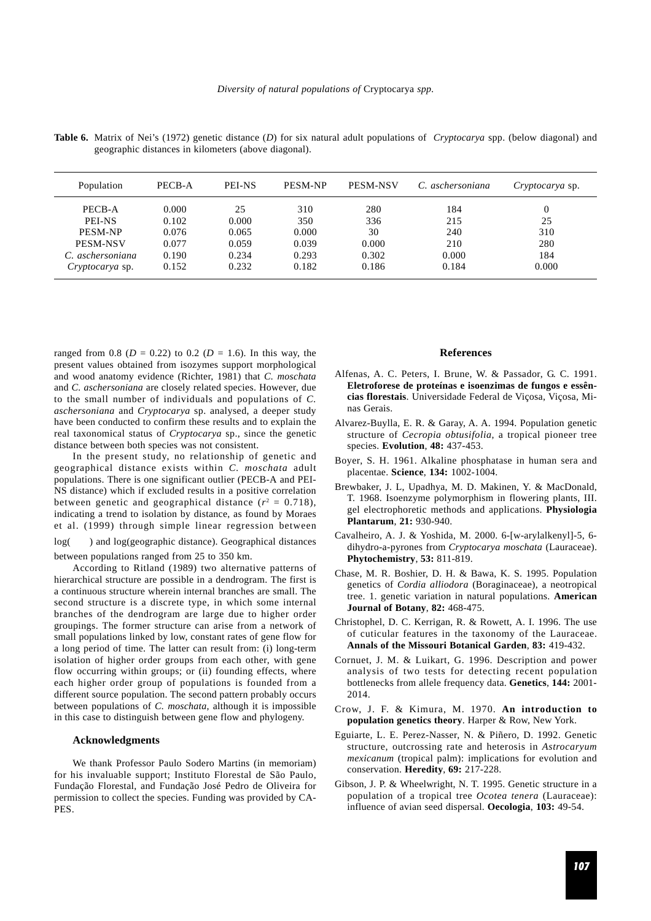**Table 6.** Matrix of Nei's (1972) genetic distance (*D*) for six natural adult populations of *Cryptocarya* spp. (below diagonal) and geographic distances in kilometers (above diagonal).

| Population | PECB-A | PEI-NS | PESM-NP | PESM-NSV | *C. aschersoniana* | *Cryptocarya* sp. |
|---|---|---|---|---|---|---|
| PECB-A | 0.000 | 25 | 310 | 280 | 184 | 0 |
| PEI-NS | 0.102 | 0.000 | 350 | 336 | 215 | 25 |
| PESM-NP | 0.076 | 0.065 | 0.000 | 30 | 240 | 310 |
| PESM-NSV | 0.077 | 0.059 | 0.039 | 0.000 | 210 | 280 |
| *C. aschersoniana* | 0.190 | 0.234 | 0.293 | 0.302 | 0.000 | 184 |
| *Cryptocarya* sp. | 0.152 | 0.232 | 0.182 | 0.186 | 0.184 | 0.000 |

ranged from 0.8 ($D$ = 0.22) to 0.2 ($D$ = 1.6). In this way, the present values obtained from isozymes support morphological and wood anatomy evidence (Richter, 1981) that *C. moschata* and *C. aschersoniana* are closely related species. However, due to the small number of individuals and populations of *C. aschersoniana* and *Cryptocarya* sp. analysed, a deeper study have been conducted to confirm these results and to explain the real taxonomical status of *Cryptocarya* sp., since the genetic distance between both species was not consistent.

In the present study, no relationship of genetic and geographical distance exists within *C. moschata* adult populations. There is one significant outlier (PECB-A and PEI-NS distance) which if excluded results in a positive correlation between genetic and geographical distance ($r^2$ = 0.718), indicating a trend to isolation by distance, as found by Moraes et al. (1999) through simple linear regression between log( ) and log(geographic distance). Geographical distances between populations ranged from 25 to 350 km.

According to Ritland (1989) two alternative patterns of hierarchical structure are possible in a dendrogram. The first is a continuous structure wherein internal branches are small. The second structure is a discrete type, in which some internal branches of the dendrogram are large due to higher order groupings. The former structure can arise from a network of small populations linked by low, constant rates of gene flow for a long period of time. The latter can result from: (i) long-term isolation of higher order groups from each other, with gene flow occurring within groups; or (ii) founding effects, where each higher order group of populations is founded from a different source population. The second pattern probably occurs between populations of *C. moschata*, although it is impossible in this case to distinguish between gene flow and phylogeny.

## Acknowledgments

We thank Professor Paulo Sodero Martins (in memoriam) for his invaluable support; Instituto Florestal de São Paulo, Fundação Florestal, and Fundação José Pedro de Oliveira for permission to collect the species. Funding was provided by CAPES.

## References

Alfenas, A. C. Peters, I. Brune, W. & Passador, G. C. 1991. **Eletroforese de proteínas e isoenzimas de fungos e essências florestais**. Universidade Federal de Viçosa, Viçosa, Minas Gerais.

Alvarez-Buylla, E. R. & Garay, A. A. 1994. Population genetic structure of *Cecropia obtusifolia*, a tropical pioneer tree species. **Evolution**, **48:** 437-453.

Boyer, S. H. 1961. Alkaline phosphatase in human sera and placentae. **Science**, **134:** 1002-1004.

Brewbaker, J. L, Upadhya, M. D. Makinen, Y. & MacDonald, T. 1968. Isoenzyme polymorphism in flowering plants, III. gel electrophoretic methods and applications. **Physiologia Plantarum**, **21:** 930-940.

Cavalheiro, A. J. & Yoshida, M. 2000. 6-[w-arylalkenyl]-5, 6-dihydro-a-pyrones from *Cryptocarya moschata* (Lauraceae). **Phytochemistry**, **53:** 811-819.

Chase, M. R. Boshier, D. H. & Bawa, K. S. 1995. Population genetics of *Cordia alliodora* (Boraginaceae), a neotropical tree. 1. genetic variation in natural populations. **American Journal of Botany**, **82:** 468-475.

Christophel, D. C. Kerrigan, R. & Rowett, A. I. 1996. The use of cuticular features in the taxonomy of the Lauraceae. **Annals of the Missouri Botanical Garden**, **83:** 419-432.

Cornuet, J. M. & Luikart, G. 1996. Description and power analysis of two tests for detecting recent population bottlenecks from allele frequency data. **Genetics**, **144:** 2001-2014.

Crow, J. F. & Kimura, M. 1970. **An introduction to population genetics theory**. Harper & Row, New York.

Eguiarte, L. E. Perez-Nasser, N. & Piñero, D. 1992. Genetic structure, outcrossing rate and heterosis in *Astrocaryum mexicanum* (tropical palm): implications for evolution and conservation. **Heredity**, **69:** 217-228.

Gibson, J. P. & Wheelwright, N. T. 1995. Genetic structure in a population of a tropical tree *Ocotea tenera* (Lauraceae): influence of avian seed dispersal. **Oecologia**, **103:** 49-54.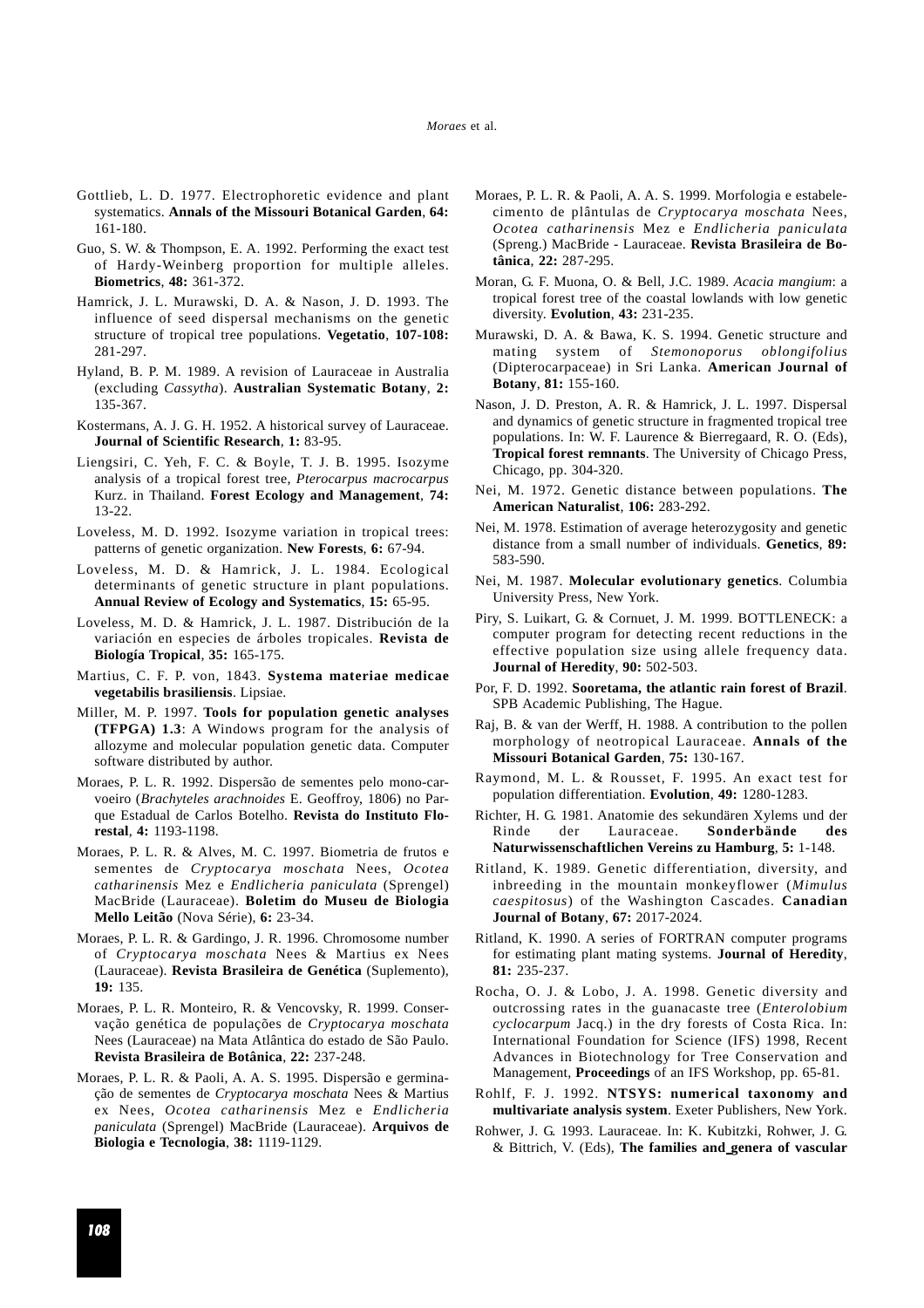Gottlieb, L. D. 1977. Electrophoretic evidence and plant systematics. **Annals of the Missouri Botanical Garden**, **64:** 161-180.

Guo, S. W. & Thompson, E. A. 1992. Performing the exact test of Hardy-Weinberg proportion for multiple alleles. **Biometrics**, **48:** 361-372.

Hamrick, J. L. Murawski, D. A. & Nason, J. D. 1993. The influence of seed dispersal mechanisms on the genetic structure of tropical tree populations. **Vegetatio**, **107-108:** 281-297.

Hyland, B. P. M. 1989. A revision of Lauraceae in Australia (excluding *Cassytha*). **Australian Systematic Botany**, **2:** 135-367.

Kostermans, A. J. G. H. 1952. A historical survey of Lauraceae. **Journal of Scientific Research**, **1:** 83-95.

Liengsiri, C. Yeh, F. C. & Boyle, T. J. B. 1995. Isozyme analysis of a tropical forest tree, *Pterocarpus macrocarpus* Kurz. in Thailand. **Forest Ecology and Management**, **74:** 13-22.

Loveless, M. D. 1992. Isozyme variation in tropical trees: patterns of genetic organization. **New Forests**, **6:** 67-94.

Loveless, M. D. & Hamrick, J. L. 1984. Ecological determinants of genetic structure in plant populations. **Annual Review of Ecology and Systematics**, **15:** 65-95.

Loveless, M. D. & Hamrick, J. L. 1987. Distribución de la variación en especies de árboles tropicales. **Revista de Biología Tropical**, **35:** 165-175.

Martius, C. F. P. von, 1843. **Systema materiae medicae vegetabilis brasiliensis**. Lipsiae.

Miller, M. P. 1997. **Tools for population genetic analyses (TFPGA) 1.3**: A Windows program for the analysis of allozyme and molecular population genetic data. Computer software distributed by author.

Moraes, P. L. R. 1992. Dispersão de sementes pelo mono-carvoeiro (*Brachyteles arachnoides* E. Geoffroy, 1806) no Parque Estadual de Carlos Botelho. **Revista do Instituto Florestal**, **4:** 1193-1198.

Moraes, P. L. R. & Alves, M. C. 1997. Biometria de frutos e sementes de *Cryptocarya moschata* Nees, *Ocotea catharinensis* Mez e *Endlicheria paniculata* (Sprengel) MacBride (Lauraceae). **Boletim do Museu de Biologia Mello Leitão** (Nova Série), **6:** 23-34.

Moraes, P. L. R. & Gardingo, J. R. 1996. Chromosome number of *Cryptocarya moschata* Nees & Martius ex Nees (Lauraceae). **Revista Brasileira de Genética** (Suplemento), **19:** 135.

Moraes, P. L. R. Monteiro, R. & Vencovsky, R. 1999. Conservação genética de populações de *Cryptocarya moschata* Nees (Lauraceae) na Mata Atlântica do estado de São Paulo. **Revista Brasileira de Botânica**, **22:** 237-248.

Moraes, P. L. R. & Paoli, A. A. S. 1995. Dispersão e germinação de sementes de *Cryptocarya moschata* Nees & Martius ex Nees, *Ocotea catharinensis* Mez e *Endlicheria paniculata* (Sprengel) MacBride (Lauraceae). **Arquivos de Biologia e Tecnologia**, **38:** 1119-1129.

Moraes, P. L. R. & Paoli, A. A. S. 1999. Morfologia e estabelecimento de plântulas de *Cryptocarya moschata* Nees, *Ocotea catharinensis* Mez e *Endlicheria paniculata* (Spreng.) MacBride - Lauraceae. **Revista Brasileira de Botânica**, **22:** 287-295.

Moran, G. F. Muona, O. & Bell, J.C. 1989. *Acacia mangium*: a tropical forest tree of the coastal lowlands with low genetic diversity. **Evolution**, **43:** 231-235.

Murawski, D. A. & Bawa, K. S. 1994. Genetic structure and mating system of *Stemonoporus oblongifolius* (Dipterocarpaceae) in Sri Lanka. **American Journal of Botany**, **81:** 155-160.

Nason, J. D. Preston, A. R. & Hamrick, J. L. 1997. Dispersal and dynamics of genetic structure in fragmented tropical tree populations. In: W. F. Laurence & Bierregaard, R. O. (Eds), **Tropical forest remnants**. The University of Chicago Press, Chicago, pp. 304-320.

Nei, M. 1972. Genetic distance between populations. **The American Naturalist**, **106:** 283-292.

Nei, M. 1978. Estimation of average heterozygosity and genetic distance from a small number of individuals. **Genetics**, **89:** 583-590.

Nei, M. 1987. **Molecular evolutionary genetics**. Columbia University Press, New York.

Piry, S. Luikart, G. & Cornuet, J. M. 1999. BOTTLENECK: a computer program for detecting recent reductions in the effective population size using allele frequency data. **Journal of Heredity**, **90:** 502-503.

Por, F. D. 1992. **Sooretama, the atlantic rain forest of Brazil**. SPB Academic Publishing, The Hague.

Raj, B. & van der Werff, H. 1988. A contribution to the pollen morphology of neotropical Lauraceae. **Annals of the Missouri Botanical Garden**, **75:** 130-167.

Raymond, M. L. & Rousset, F. 1995. An exact test for population differentiation. **Evolution**, **49:** 1280-1283.

Richter, H. G. 1981. Anatomie des sekundären Xylems und der Rinde der Lauraceae. **Sonderbände des Naturwissenschaftlichen Vereins zu Hamburg**, **5:** 1-148.

Ritland, K. 1989. Genetic differentiation, diversity, and inbreeding in the mountain monkeyflower (*Mimulus caespitosus*) of the Washington Cascades. **Canadian Journal of Botany**, **67:** 2017-2024.

Ritland, K. 1990. A series of FORTRAN computer programs for estimating plant mating systems. **Journal of Heredity**, **81:** 235-237.

Rocha, O. J. & Lobo, J. A. 1998. Genetic diversity and outcrossing rates in the guanacaste tree (*Enterolobium cyclocarpum* Jacq.) in the dry forests of Costa Rica. In: International Foundation for Science (IFS) 1998, Recent Advances in Biotechnology for Tree Conservation and Management, **Proceedings** of an IFS Workshop, pp. 65-81.

Rohlf, F. J. 1992. **NTSYS: numerical taxonomy and multivariate analysis system**. Exeter Publishers, New York.

Rohwer, J. G. 1993. Lauraceae. In: K. Kubitzki, Rohwer, J. G. & Bittrich, V. (Eds), **The families and genera of vascular**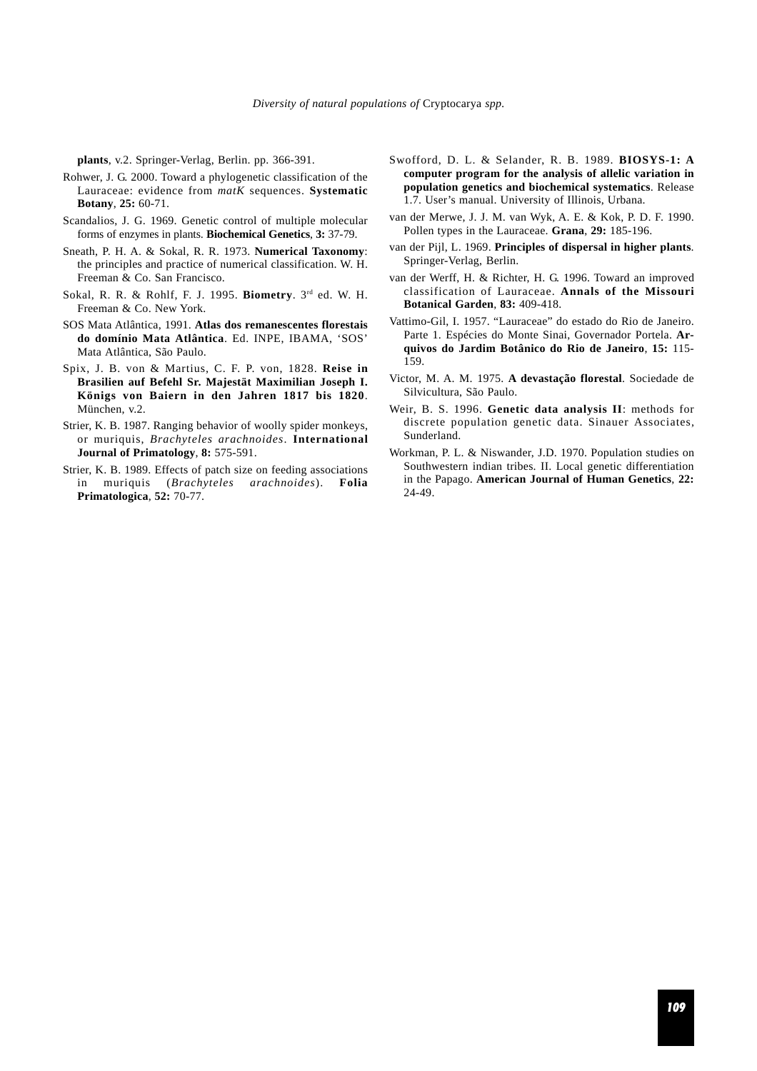**plants**, v.2. Springer-Verlag, Berlin. pp. 366-391.

Rohwer, J. G. 2000. Toward a phylogenetic classification of the Lauraceae: evidence from *matK* sequences. **Systematic Botany**, **25:** 60-71.

Scandalios, J. G. 1969. Genetic control of multiple molecular forms of enzymes in plants. **Biochemical Genetics**, **3:** 37-79.

Sneath, P. H. A. & Sokal, R. R. 1973. **Numerical Taxonomy**: the principles and practice of numerical classification. W. H. Freeman & Co. San Francisco.

Sokal, R. R. & Rohlf, F. J. 1995. **Biometry**. 3rd ed. W. H. Freeman & Co. New York.

SOS Mata Atlântica, 1991. **Atlas dos remanescentes florestais do domínio Mata Atlântica**. Ed. INPE, IBAMA, 'SOS' Mata Atlântica, São Paulo.

Spix, J. B. von & Martius, C. F. P. von, 1828. **Reise in Brasilien auf Befehl Sr. Majestät Maximilian Joseph I. Königs von Baiern in den Jahren 1817 bis 1820**. München, v.2.

Strier, K. B. 1987. Ranging behavior of woolly spider monkeys, or muriquis, *Brachyteles arachnoides*. **International Journal of Primatology**, **8:** 575-591.

Strier, K. B. 1989. Effects of patch size on feeding associations in muriquis (*Brachyteles arachnoides*). **Folia Primatologica**, **52:** 70-77.

Swofford, D. L. & Selander, R. B. 1989. **BIOSYS-1: A computer program for the analysis of allelic variation in population genetics and biochemical systematics**. Release 1.7. User's manual. University of Illinois, Urbana.

van der Merwe, J. J. M. van Wyk, A. E. & Kok, P. D. F. 1990. Pollen types in the Lauraceae. **Grana**, **29:** 185-196.

van der Pijl, L. 1969. **Principles of dispersal in higher plants**. Springer-Verlag, Berlin.

van der Werff, H. & Richter, H. G. 1996. Toward an improved classification of Lauraceae. **Annals of the Missouri Botanical Garden**, **83:** 409-418.

Vattimo-Gil, I. 1957. "Lauraceae" do estado do Rio de Janeiro. Parte 1. Espécies do Monte Sinai, Governador Portela. **Arquivos do Jardim Botânico do Rio de Janeiro**, **15:** 115-159.

Victor, M. A. M. 1975. **A devastação florestal**. Sociedade de Silvicultura, São Paulo.

Weir, B. S. 1996. **Genetic data analysis II**: methods for discrete population genetic data. Sinauer Associates, Sunderland.

Workman, P. L. & Niswander, J.D. 1970. Population studies on Southwestern indian tribes. II. Local genetic differentiation in the Papago. **American Journal of Human Genetics**, **22:** 24-49.